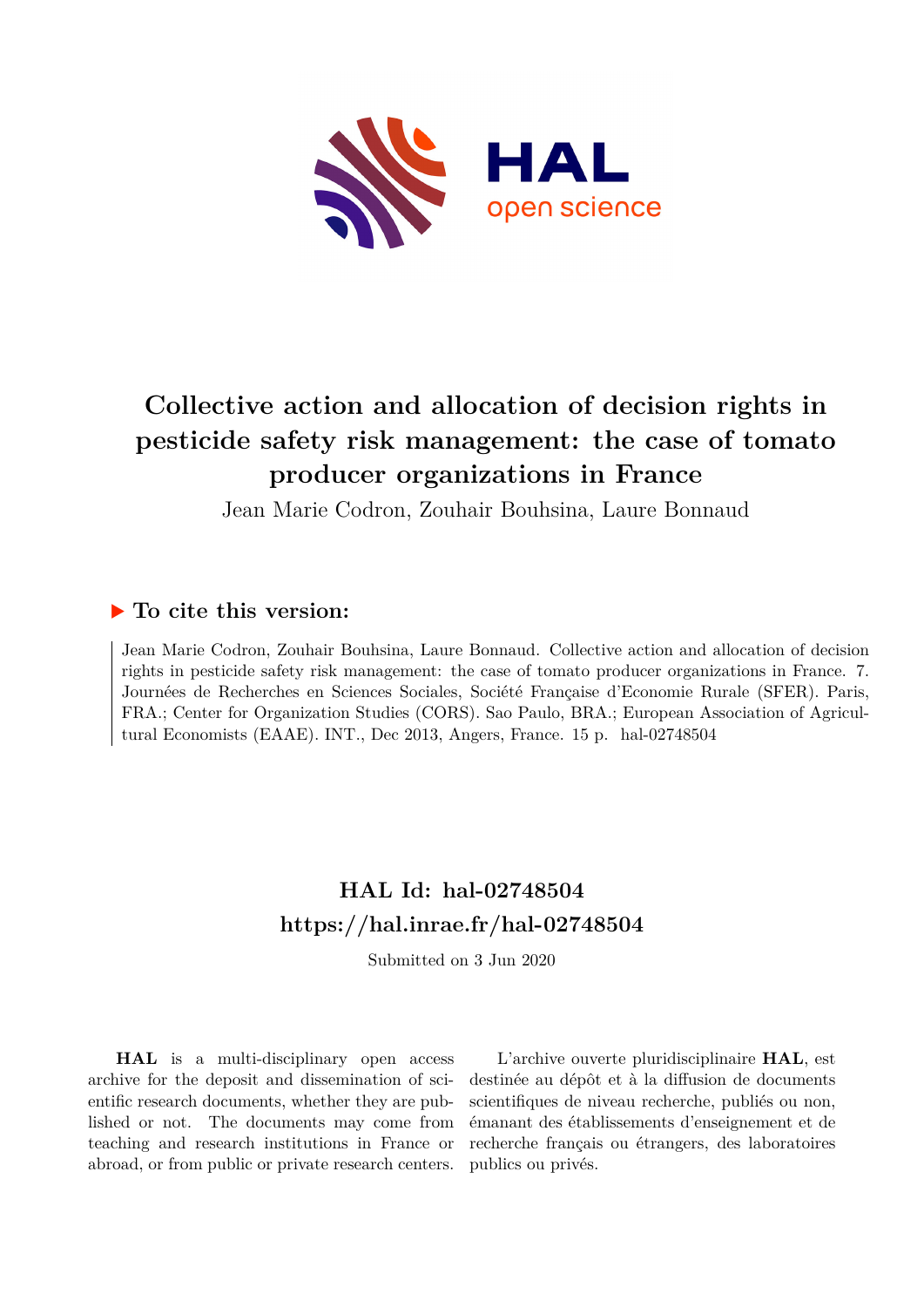# Collective action and allocation of decision rights in pesticide safety risk management: the case of tomato producer organizations in France

Jean Marie Codron, Zouhair Bouhsina, Laure Bonnaud

## ▶ To cite this version:

Jean Marie Codron, Zouhair Bouhsina, Laure Bonnaud. Collective action and allocation of decision rights in pesticide safety risk management: the case of tomato producer organizations in France. 7. Journées de Recherches en Sciences Sociales, Société Française d'Economie Rurale (SFER). Paris, FRA.; Center for Organization Studies (CORS). Sao Paulo, BRA.; European Association of Agricultural Economists (EAAE). INT., Dec 2013, Angers, France. 15 p. hal-02748504

## HAL Id: hal-02748504
## https://hal.inrae.fr/hal-02748504

Submitted on 3 Jun 2020

**HAL** is a multi-disciplinary open access archive for the deposit and dissemination of scientific research documents, whether they are published or not. The documents may come from teaching and research institutions in France or abroad, or from public or private research centers.

L'archive ouverte pluridisciplinaire **HAL**, est destinée au dépôt et à la diffusion de documents scientifiques de niveau recherche, publiés ou non, émanant des établissements d'enseignement et de recherche français ou étrangers, des laboratoires publics ou privés.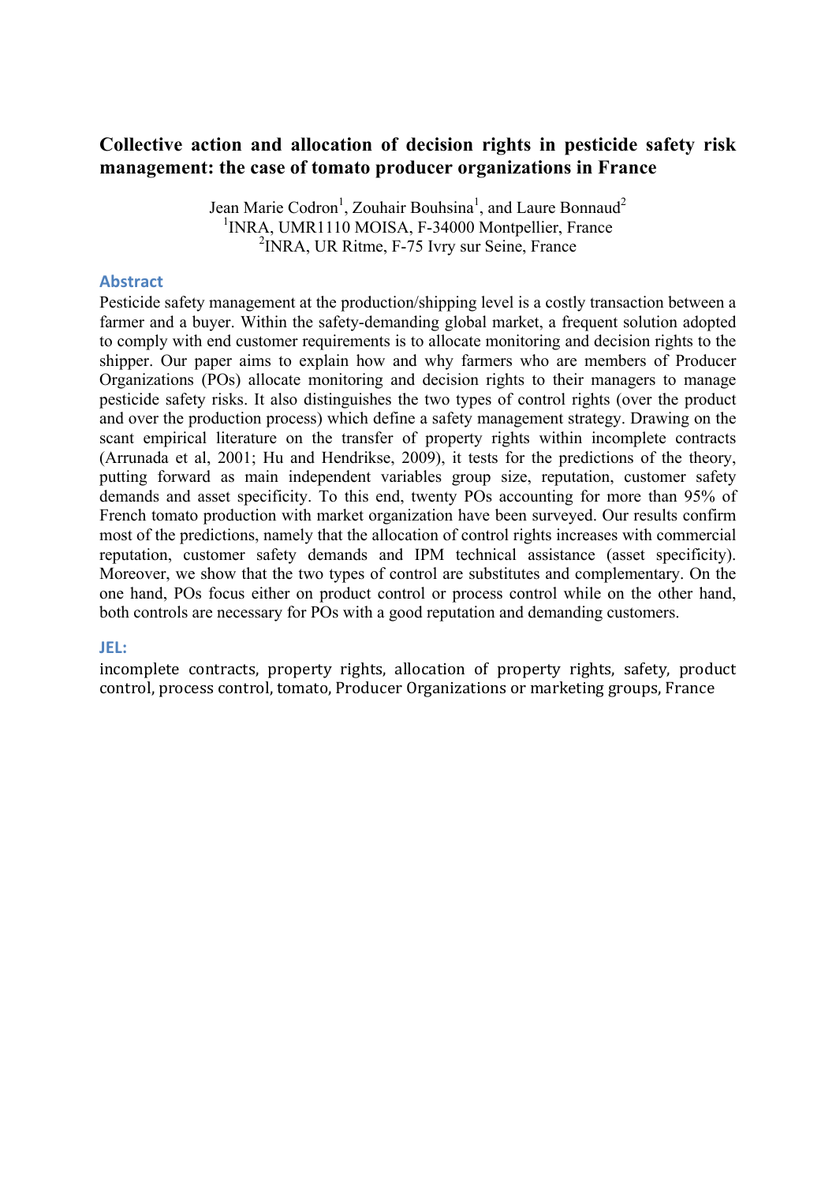# Collective action and allocation of decision rights in pesticide safety risk management: the case of tomato producer organizations in France

Jean Marie Codron[1], Zouhair Bouhsina[1], and Laure Bonnaud[2]
[1]INRA, UMR1110 MOISA, F-34000 Montpellier, France
[2]INRA, UR Ritme, F-75 Ivry sur Seine, France

## Abstract

Pesticide safety management at the production/shipping level is a costly transaction between a farmer and a buyer. Within the safety-demanding global market, a frequent solution adopted to comply with end customer requirements is to allocate monitoring and decision rights to the shipper. Our paper aims to explain how and why farmers who are members of Producer Organizations (POs) allocate monitoring and decision rights to their managers to manage pesticide safety risks. It also distinguishes the two types of control rights (over the product and over the production process) which define a safety management strategy. Drawing on the scant empirical literature on the transfer of property rights within incomplete contracts (Arrunada et al, 2001; Hu and Hendrikse, 2009), it tests for the predictions of the theory, putting forward as main independent variables group size, reputation, customer safety demands and asset specificity. To this end, twenty POs accounting for more than 95% of French tomato production with market organization have been surveyed. Our results confirm most of the predictions, namely that the allocation of control rights increases with commercial reputation, customer safety demands and IPM technical assistance (asset specificity). Moreover, we show that the two types of control are substitutes and complementary. On the one hand, POs focus either on product control or process control while on the other hand, both controls are necessary for POs with a good reputation and demanding customers.

## JEL:

incomplete contracts, property rights, allocation of property rights, safety, product control, process control, tomato, Producer Organizations or marketing groups, France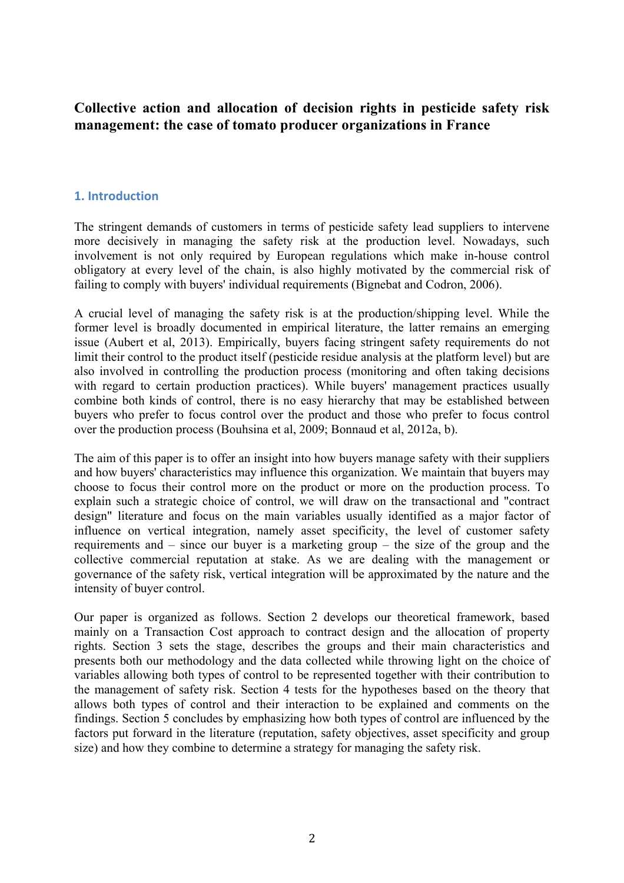# Collective action and allocation of decision rights in pesticide safety risk management: the case of tomato producer organizations in France

## 1. Introduction

The stringent demands of customers in terms of pesticide safety lead suppliers to intervene more decisively in managing the safety risk at the production level. Nowadays, such involvement is not only required by European regulations which make in-house control obligatory at every level of the chain, is also highly motivated by the commercial risk of failing to comply with buyers' individual requirements (Bignebat and Codron, 2006).

A crucial level of managing the safety risk is at the production/shipping level. While the former level is broadly documented in empirical literature, the latter remains an emerging issue (Aubert et al, 2013). Empirically, buyers facing stringent safety requirements do not limit their control to the product itself (pesticide residue analysis at the platform level) but are also involved in controlling the production process (monitoring and often taking decisions with regard to certain production practices). While buyers' management practices usually combine both kinds of control, there is no easy hierarchy that may be established between buyers who prefer to focus control over the product and those who prefer to focus control over the production process (Bouhsina et al, 2009; Bonnaud et al, 2012a, b).

The aim of this paper is to offer an insight into how buyers manage safety with their suppliers and how buyers' characteristics may influence this organization. We maintain that buyers may choose to focus their control more on the product or more on the production process. To explain such a strategic choice of control, we will draw on the transactional and "contract design" literature and focus on the main variables usually identified as a major factor of influence on vertical integration, namely asset specificity, the level of customer safety requirements and – since our buyer is a marketing group – the size of the group and the collective commercial reputation at stake. As we are dealing with the management or governance of the safety risk, vertical integration will be approximated by the nature and the intensity of buyer control.

Our paper is organized as follows. Section 2 develops our theoretical framework, based mainly on a Transaction Cost approach to contract design and the allocation of property rights. Section 3 sets the stage, describes the groups and their main characteristics and presents both our methodology and the data collected while throwing light on the choice of variables allowing both types of control to be represented together with their contribution to the management of safety risk. Section 4 tests for the hypotheses based on the theory that allows both types of control and their interaction to be explained and comments on the findings. Section 5 concludes by emphasizing how both types of control are influenced by the factors put forward in the literature (reputation, safety objectives, asset specificity and group size) and how they combine to determine a strategy for managing the safety risk.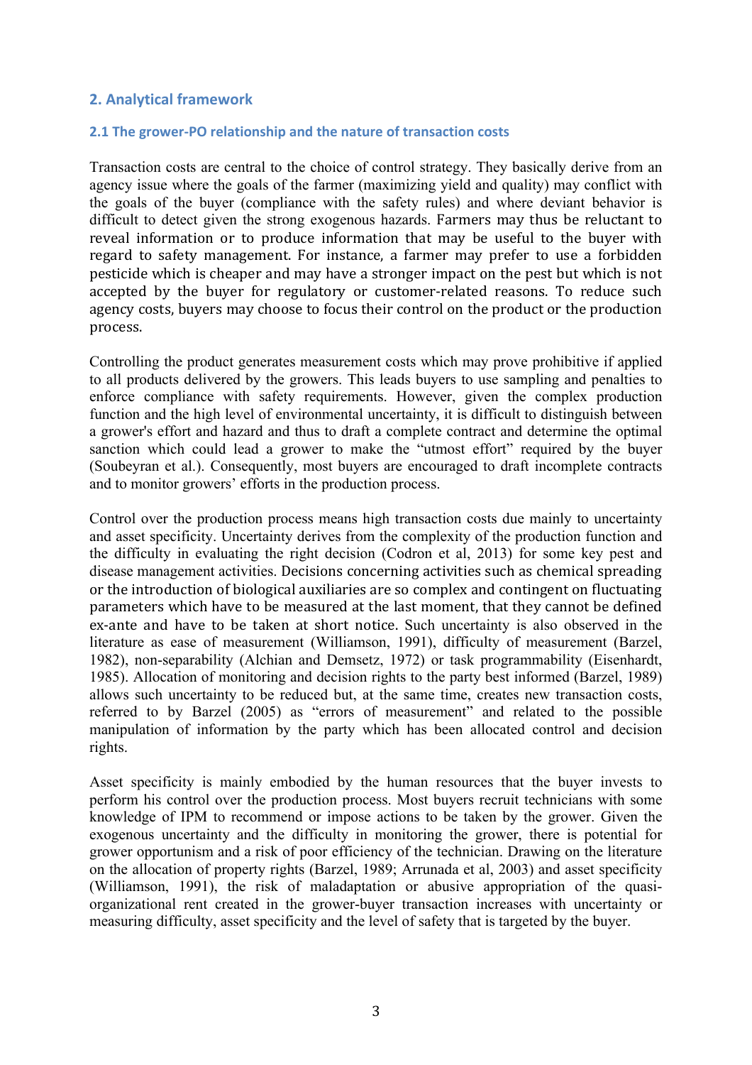## 2. Analytical framework

### 2.1 The grower-PO relationship and the nature of transaction costs

Transaction costs are central to the choice of control strategy. They basically derive from an agency issue where the goals of the farmer (maximizing yield and quality) may conflict with the goals of the buyer (compliance with the safety rules) and where deviant behavior is difficult to detect given the strong exogenous hazards. Farmers may thus be reluctant to reveal information or to produce information that may be useful to the buyer with regard to safety management. For instance, a farmer may prefer to use a forbidden pesticide which is cheaper and may have a stronger impact on the pest but which is not accepted by the buyer for regulatory or customer-related reasons. To reduce such agency costs, buyers may choose to focus their control on the product or the production process.

Controlling the product generates measurement costs which may prove prohibitive if applied to all products delivered by the growers. This leads buyers to use sampling and penalties to enforce compliance with safety requirements. However, given the complex production function and the high level of environmental uncertainty, it is difficult to distinguish between a grower's effort and hazard and thus to draft a complete contract and determine the optimal sanction which could lead a grower to make the "utmost effort" required by the buyer (Soubeyran et al.). Consequently, most buyers are encouraged to draft incomplete contracts and to monitor growers' efforts in the production process.

Control over the production process means high transaction costs due mainly to uncertainty and asset specificity. Uncertainty derives from the complexity of the production function and the difficulty in evaluating the right decision (Codron et al, 2013) for some key pest and disease management activities. Decisions concerning activities such as chemical spreading or the introduction of biological auxiliaries are so complex and contingent on fluctuating parameters which have to be measured at the last moment, that they cannot be defined ex-ante and have to be taken at short notice. Such uncertainty is also observed in the literature as ease of measurement (Williamson, 1991), difficulty of measurement (Barzel, 1982), non-separability (Alchian and Demsetz, 1972) or task programmability (Eisenhardt, 1985). Allocation of monitoring and decision rights to the party best informed (Barzel, 1989) allows such uncertainty to be reduced but, at the same time, creates new transaction costs, referred to by Barzel (2005) as "errors of measurement" and related to the possible manipulation of information by the party which has been allocated control and decision rights.

Asset specificity is mainly embodied by the human resources that the buyer invests to perform his control over the production process. Most buyers recruit technicians with some knowledge of IPM to recommend or impose actions to be taken by the grower. Given the exogenous uncertainty and the difficulty in monitoring the grower, there is potential for grower opportunism and a risk of poor efficiency of the technician. Drawing on the literature on the allocation of property rights (Barzel, 1989; Arrunada et al, 2003) and asset specificity (Williamson, 1991), the risk of maladaptation or abusive appropriation of the quasi-organizational rent created in the grower-buyer transaction increases with uncertainty or measuring difficulty, asset specificity and the level of safety that is targeted by the buyer.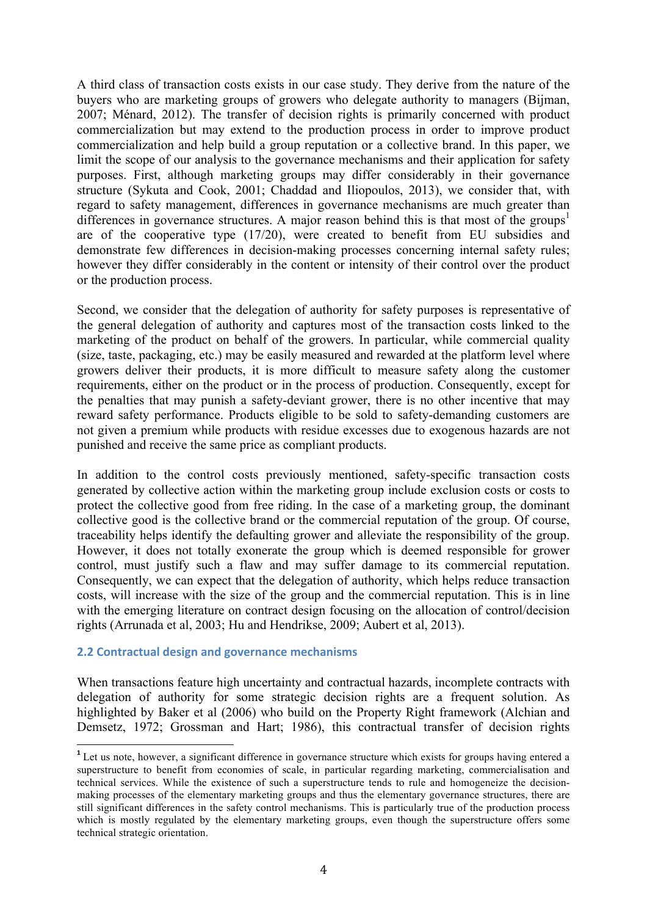A third class of transaction costs exists in our case study. They derive from the nature of the buyers who are marketing groups of growers who delegate authority to managers (Bijman, 2007; Ménard, 2012). The transfer of decision rights is primarily concerned with product commercialization but may extend to the production process in order to improve product commercialization and help build a group reputation or a collective brand. In this paper, we limit the scope of our analysis to the governance mechanisms and their application for safety purposes. First, although marketing groups may differ considerably in their governance structure (Sykuta and Cook, 2001; Chaddad and Iliopoulos, 2013), we consider that, with regard to safety management, differences in governance mechanisms are much greater than differences in governance structures. A major reason behind this is that most of the groups[1] are of the cooperative type (17/20), were created to benefit from EU subsidies and demonstrate few differences in decision-making processes concerning internal safety rules; however they differ considerably in the content or intensity of their control over the product or the production process.

Second, we consider that the delegation of authority for safety purposes is representative of the general delegation of authority and captures most of the transaction costs linked to the marketing of the product on behalf of the growers. In particular, while commercial quality (size, taste, packaging, etc.) may be easily measured and rewarded at the platform level where growers deliver their products, it is more difficult to measure safety along the customer requirements, either on the product or in the process of production. Consequently, except for the penalties that may punish a safety-deviant grower, there is no other incentive that may reward safety performance. Products eligible to be sold to safety-demanding customers are not given a premium while products with residue excesses due to exogenous hazards are not punished and receive the same price as compliant products.

In addition to the control costs previously mentioned, safety-specific transaction costs generated by collective action within the marketing group include exclusion costs or costs to protect the collective good from free riding. In the case of a marketing group, the dominant collective good is the collective brand or the commercial reputation of the group. Of course, traceability helps identify the defaulting grower and alleviate the responsibility of the group. However, it does not totally exonerate the group which is deemed responsible for grower control, must justify such a flaw and may suffer damage to its commercial reputation. Consequently, we can expect that the delegation of authority, which helps reduce transaction costs, will increase with the size of the group and the commercial reputation. This is in line with the emerging literature on contract design focusing on the allocation of control/decision rights (Arrunada et al, 2003; Hu and Hendrikse, 2009; Aubert et al, 2013).

## 2.2 Contractual design and governance mechanisms

When transactions feature high uncertainty and contractual hazards, incomplete contracts with delegation of authority for some strategic decision rights are a frequent solution. As highlighted by Baker et al (2006) who build on the Property Right framework (Alchian and Demsetz, 1972; Grossman and Hart; 1986), this contractual transfer of decision rights

[1] Let us note, however, a significant difference in governance structure which exists for groups having entered a superstructure to benefit from economies of scale, in particular regarding marketing, commercialisation and technical services. While the existence of such a superstructure tends to rule and homogeneize the decision-making processes of the elementary marketing groups and thus the elementary governance structures, there are still significant differences in the safety control mechanisms. This is particularly true of the production process which is mostly regulated by the elementary marketing groups, even though the superstructure offers some technical strategic orientation.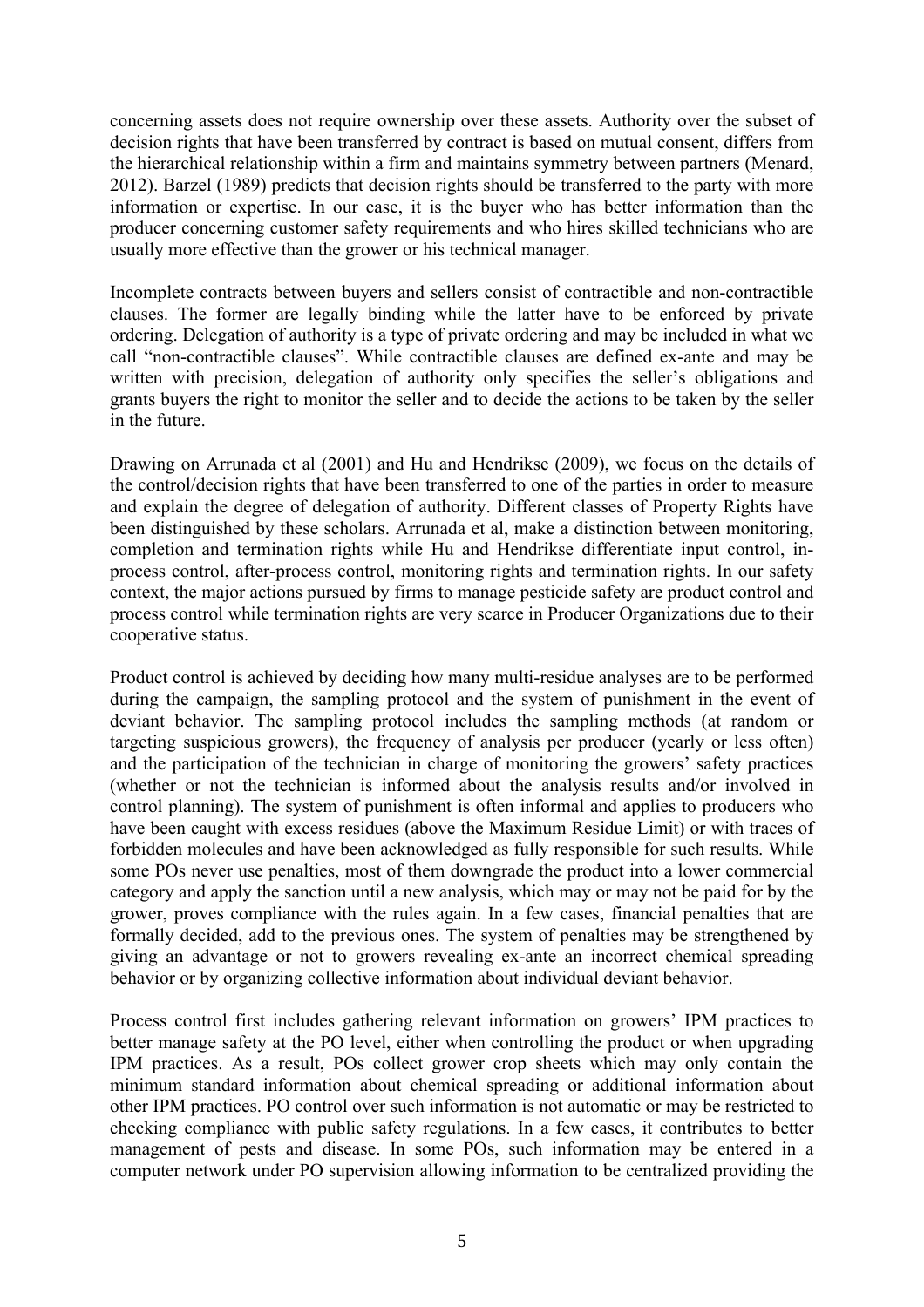concerning assets does not require ownership over these assets. Authority over the subset of decision rights that have been transferred by contract is based on mutual consent, differs from the hierarchical relationship within a firm and maintains symmetry between partners (Menard, 2012). Barzel (1989) predicts that decision rights should be transferred to the party with more information or expertise. In our case, it is the buyer who has better information than the producer concerning customer safety requirements and who hires skilled technicians who are usually more effective than the grower or his technical manager.

Incomplete contracts between buyers and sellers consist of contractible and non-contractible clauses. The former are legally binding while the latter have to be enforced by private ordering. Delegation of authority is a type of private ordering and may be included in what we call "non-contractible clauses". While contractible clauses are defined ex-ante and may be written with precision, delegation of authority only specifies the seller's obligations and grants buyers the right to monitor the seller and to decide the actions to be taken by the seller in the future.

Drawing on Arrunada et al (2001) and Hu and Hendrikse (2009), we focus on the details of the control/decision rights that have been transferred to one of the parties in order to measure and explain the degree of delegation of authority. Different classes of Property Rights have been distinguished by these scholars. Arrunada et al, make a distinction between monitoring, completion and termination rights while Hu and Hendrikse differentiate input control, in-process control, after-process control, monitoring rights and termination rights. In our safety context, the major actions pursued by firms to manage pesticide safety are product control and process control while termination rights are very scarce in Producer Organizations due to their cooperative status.

Product control is achieved by deciding how many multi-residue analyses are to be performed during the campaign, the sampling protocol and the system of punishment in the event of deviant behavior. The sampling protocol includes the sampling methods (at random or targeting suspicious growers), the frequency of analysis per producer (yearly or less often) and the participation of the technician in charge of monitoring the growers' safety practices (whether or not the technician is informed about the analysis results and/or involved in control planning). The system of punishment is often informal and applies to producers who have been caught with excess residues (above the Maximum Residue Limit) or with traces of forbidden molecules and have been acknowledged as fully responsible for such results. While some POs never use penalties, most of them downgrade the product into a lower commercial category and apply the sanction until a new analysis, which may or may not be paid for by the grower, proves compliance with the rules again. In a few cases, financial penalties that are formally decided, add to the previous ones. The system of penalties may be strengthened by giving an advantage or not to growers revealing ex-ante an incorrect chemical spreading behavior or by organizing collective information about individual deviant behavior.

Process control first includes gathering relevant information on growers' IPM practices to better manage safety at the PO level, either when controlling the product or when upgrading IPM practices. As a result, POs collect grower crop sheets which may only contain the minimum standard information about chemical spreading or additional information about other IPM practices. PO control over such information is not automatic or may be restricted to checking compliance with public safety regulations. In a few cases, it contributes to better management of pests and disease. In some POs, such information may be entered in a computer network under PO supervision allowing information to be centralized providing the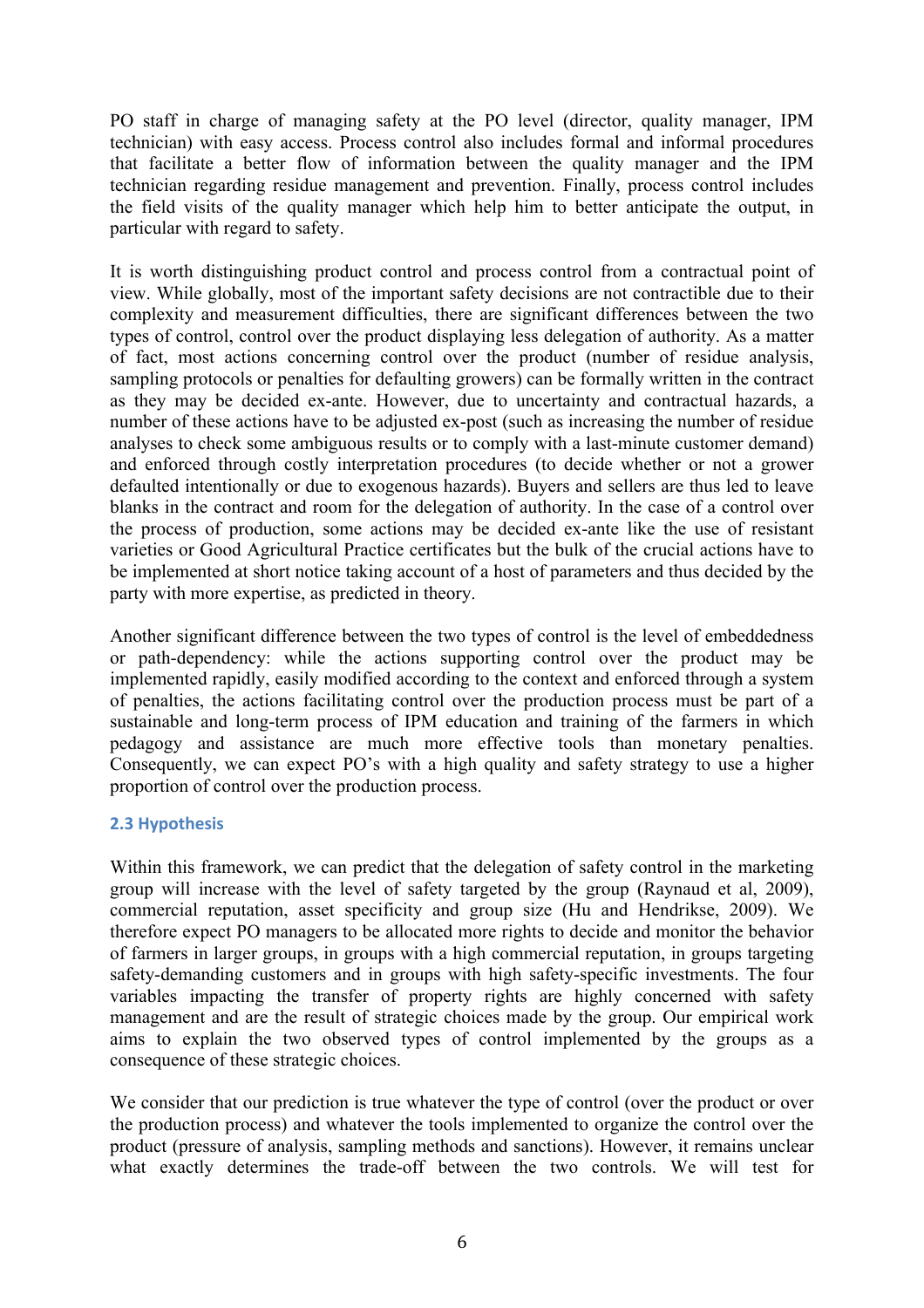PO staff in charge of managing safety at the PO level (director, quality manager, IPM technician) with easy access. Process control also includes formal and informal procedures that facilitate a better flow of information between the quality manager and the IPM technician regarding residue management and prevention. Finally, process control includes the field visits of the quality manager which help him to better anticipate the output, in particular with regard to safety.

It is worth distinguishing product control and process control from a contractual point of view. While globally, most of the important safety decisions are not contractible due to their complexity and measurement difficulties, there are significant differences between the two types of control, control over the product displaying less delegation of authority. As a matter of fact, most actions concerning control over the product (number of residue analysis, sampling protocols or penalties for defaulting growers) can be formally written in the contract as they may be decided ex-ante. However, due to uncertainty and contractual hazards, a number of these actions have to be adjusted ex-post (such as increasing the number of residue analyses to check some ambiguous results or to comply with a last-minute customer demand) and enforced through costly interpretation procedures (to decide whether or not a grower defaulted intentionally or due to exogenous hazards). Buyers and sellers are thus led to leave blanks in the contract and room for the delegation of authority. In the case of a control over the process of production, some actions may be decided ex-ante like the use of resistant varieties or Good Agricultural Practice certificates but the bulk of the crucial actions have to be implemented at short notice taking account of a host of parameters and thus decided by the party with more expertise, as predicted in theory.

Another significant difference between the two types of control is the level of embeddedness or path-dependency: while the actions supporting control over the product may be implemented rapidly, easily modified according to the context and enforced through a system of penalties, the actions facilitating control over the production process must be part of a sustainable and long-term process of IPM education and training of the farmers in which pedagogy and assistance are much more effective tools than monetary penalties. Consequently, we can expect PO's with a high quality and safety strategy to use a higher proportion of control over the production process.

### 2.3 Hypothesis

Within this framework, we can predict that the delegation of safety control in the marketing group will increase with the level of safety targeted by the group (Raynaud et al, 2009), commercial reputation, asset specificity and group size (Hu and Hendrikse, 2009). We therefore expect PO managers to be allocated more rights to decide and monitor the behavior of farmers in larger groups, in groups with a high commercial reputation, in groups targeting safety-demanding customers and in groups with high safety-specific investments. The four variables impacting the transfer of property rights are highly concerned with safety management and are the result of strategic choices made by the group. Our empirical work aims to explain the two observed types of control implemented by the groups as a consequence of these strategic choices.

We consider that our prediction is true whatever the type of control (over the product or over the production process) and whatever the tools implemented to organize the control over the product (pressure of analysis, sampling methods and sanctions). However, it remains unclear what exactly determines the trade-off between the two controls. We will test for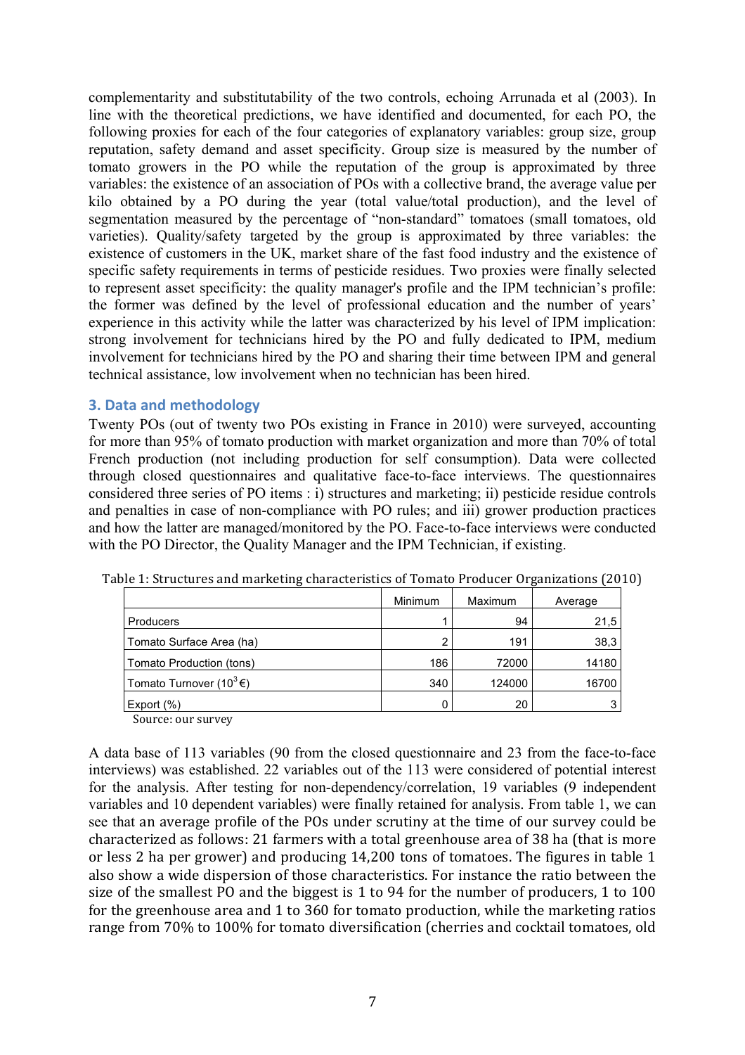complementarity and substitutability of the two controls, echoing Arrunada et al (2003). In line with the theoretical predictions, we have identified and documented, for each PO, the following proxies for each of the four categories of explanatory variables: group size, group reputation, safety demand and asset specificity. Group size is measured by the number of tomato growers in the PO while the reputation of the group is approximated by three variables: the existence of an association of POs with a collective brand, the average value per kilo obtained by a PO during the year (total value/total production), and the level of segmentation measured by the percentage of "non-standard" tomatoes (small tomatoes, old varieties). Quality/safety targeted by the group is approximated by three variables: the existence of customers in the UK, market share of the fast food industry and the existence of specific safety requirements in terms of pesticide residues. Two proxies were finally selected to represent asset specificity: the quality manager's profile and the IPM technician's profile: the former was defined by the level of professional education and the number of years' experience in this activity while the latter was characterized by his level of IPM implication: strong involvement for technicians hired by the PO and fully dedicated to IPM, medium involvement for technicians hired by the PO and sharing their time between IPM and general technical assistance, low involvement when no technician has been hired.

## 3. Data and methodology

Twenty POs (out of twenty two POs existing in France in 2010) were surveyed, accounting for more than 95% of tomato production with market organization and more than 70% of total French production (not including production for self consumption). Data were collected through closed questionnaires and qualitative face-to-face interviews. The questionnaires considered three series of PO items : i) structures and marketing; ii) pesticide residue controls and penalties in case of non-compliance with PO rules; and iii) grower production practices and how the latter are managed/monitored by the PO. Face-to-face interviews were conducted with the PO Director, the Quality Manager and the IPM Technician, if existing.

Table 1: Structures and marketing characteristics of Tomato Producer Organizations (2010)

| | Minimum | Maximum | Average |
|---|---|---|---|
| Producers | 1 | 94 | 21,5 |
| Tomato Surface Area (ha) | 2 | 191 | 38,3 |
| Tomato Production (tons) | 186 | 72000 | 14180 |
| Tomato Turnover ($10^3$ €) | 340 | 124000 | 16700 |
| Export (%) | 0 | 20 | 3 |

Source: our survey

A data base of 113 variables (90 from the closed questionnaire and 23 from the face-to-face interviews) was established. 22 variables out of the 113 were considered of potential interest for the analysis. After testing for non-dependency/correlation, 19 variables (9 independent variables and 10 dependent variables) were finally retained for analysis. From table 1, we can see that an average profile of the POs under scrutiny at the time of our survey could be characterized as follows: 21 farmers with a total greenhouse area of 38 ha (that is more or less 2 ha per grower) and producing 14,200 tons of tomatoes. The figures in table 1 also show a wide dispersion of those characteristics. For instance the ratio between the size of the smallest PO and the biggest is 1 to 94 for the number of producers, 1 to 100 for the greenhouse area and 1 to 360 for tomato production, while the marketing ratios range from 70% to 100% for tomato diversification (cherries and cocktail tomatoes, old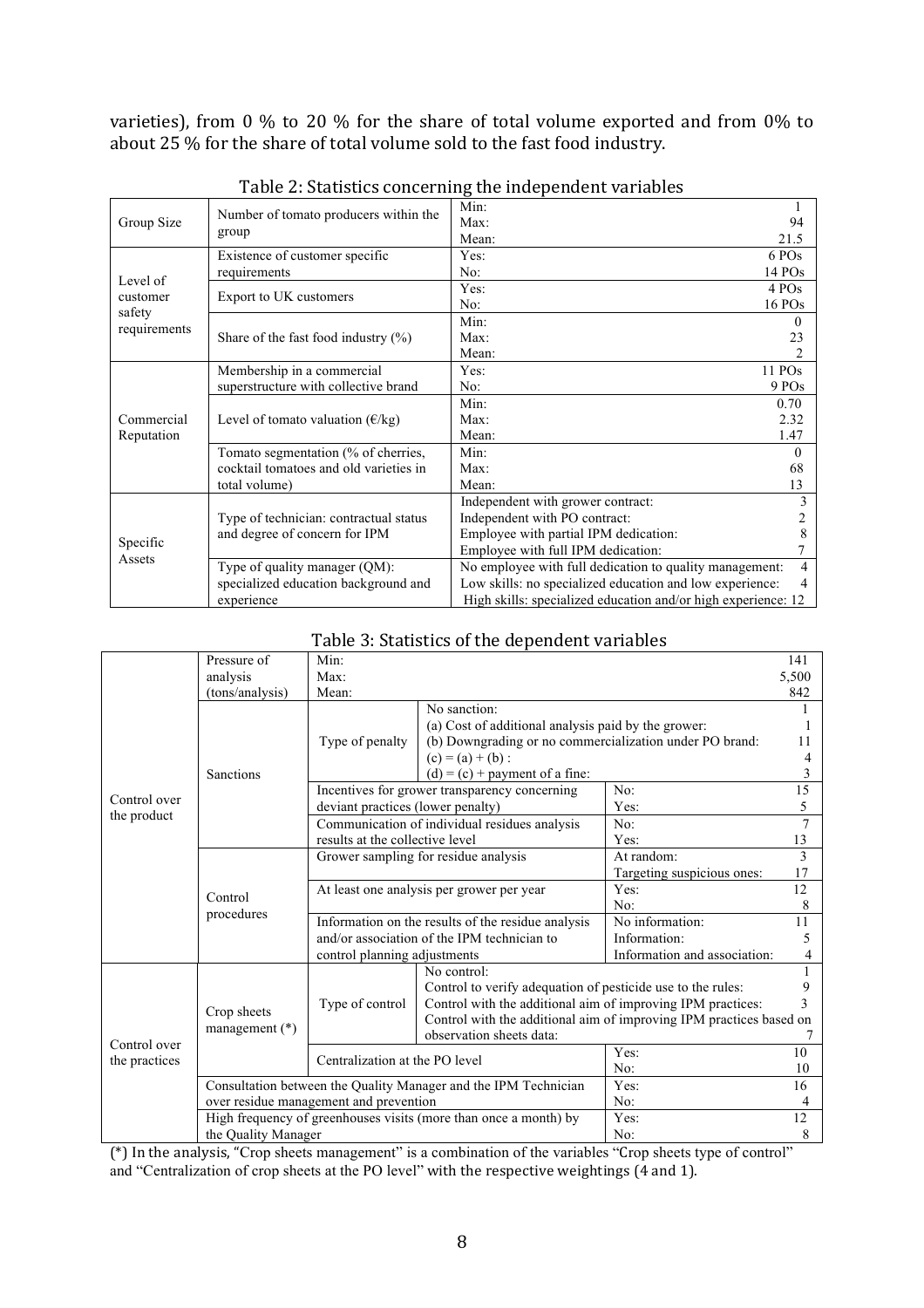varieties), from 0 % to 20 % for the share of total volume exported and from 0% to about 25 % for the share of total volume sold to the fast food industry.

Table 2: Statistics concerning the independent variables

| | | | |
|---|---|---|---|
| Group Size | Number of tomato producers within the group | Min: | 1 |
| | | Max: | 94 |
| | | Mean: | 21.5 |
| Level of customer safety requirements | Existence of customer specific requirements | Yes: | 6 POs |
| | | No: | 14 POs |
| | Export to UK customers | Yes: | 4 POs |
| | | No: | 16 POs |
| | Share of the fast food industry (%) | Min: | 0 |
| | | Max: | 23 |
| | | Mean: | 2 |
| Commercial Reputation | Membership in a commercial superstructure with collective brand | Yes: | 11 POs |
| | | No: | 9 POs |
| | Level of tomato valuation (€/kg) | Min: | 0.70 |
| | | Max: | 2.32 |
| | | Mean: | 1.47 |
| | Tomato segmentation (% of cherries, cocktail tomatoes and old varieties in total volume) | Min: | 0 |
| | | Max: | 68 |
| | | Mean: | 13 |
| Specific Assets | Type of technician: contractual status and degree of concern for IPM | Independent with grower contract: | 3 |
| | | Independent with PO contract: | 2 |
| | | Employee with partial IPM dedication: | 8 |
| | | Employee with full IPM dedication: | 7 |
| | Type of quality manager (QM): specialized education background and experience | No employee with full dedication to quality management: | 4 |
| | | Low skills: no specialized education and low experience: | 4 |
| | | High skills: specialized education and/or high experience: | 12 |

Table 3: Statistics of the dependent variables

| | | | | | |
|---|---|---|---|---|---|
| Control over the product | Pressure of analysis (tons/analysis) | Min: | | | 141 |
| | | Max: | | | 5,500 |
| | | Mean: | | | 842 |
| | Sanctions | Type of penalty | No sanction: | | 1 |
| | | | (a) Cost of additional analysis paid by the grower: | | 1 |
| | | | (b) Downgrading or no commercialization under PO brand: | | 11 |
| | | | (c) = (a) + (b) : | | 4 |
| | | | (d) = (c) + payment of a fine: | | 3 |
| | | Incentives for grower transparency concerning deviant practices (lower penalty) | | No: | 15 |
| | | | | Yes: | 5 |
| | | Communication of individual residues analysis results at the collective level | | No: | 7 |
| | | | | Yes: | 13 |
| | Control procedures | Grower sampling for residue analysis | | At random: | 3 |
| | | | | Targeting suspicious ones: | 17 |
| | | At least one analysis per grower per year | | Yes: | 12 |
| | | | | No: | 8 |
| | | Information on the results of the residue analysis and/or association of the IPM technician to control planning adjustments | | No information: | 11 |
| | | | | Information: | 5 |
| | | | | Information and association: | 4 |
| Control over the practices | Crop sheets management (*) | Type of control | No control: | | 1 |
| | | | Control to verify adequation of pesticide use to the rules: | | 9 |
| | | | Control with the additional aim of improving IPM practices: | | 3 |
| | | | Control with the additional aim of improving IPM practices based on observation sheets data: | | 7 |
| | | Centralization at the PO level | | Yes: | 10 |
| | | | | No: | 10 |
| | Consultation between the Quality Manager and the IPM Technician over residue management and prevention | | | Yes: | 16 |
| | | | | No: | 4 |
| | High frequency of greenhouses visits (more than once a month) by the Quality Manager | | | Yes: | 12 |
| | | | | No: | 8 |

(*) In the analysis, "Crop sheets management" is a combination of the variables "Crop sheets type of control" and "Centralization of crop sheets at the PO level" with the respective weightings (4 and 1).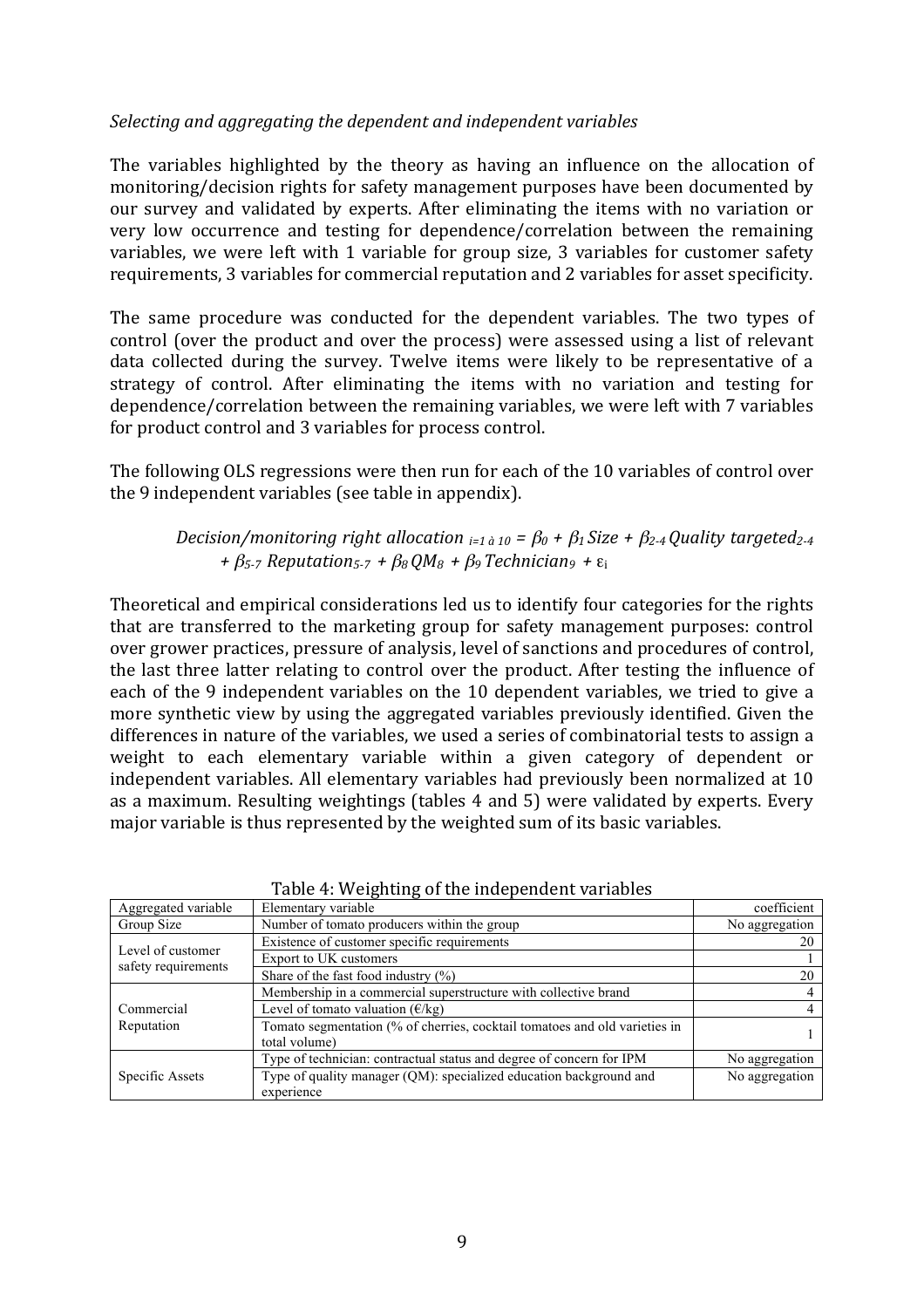*Selecting and aggregating the dependent and independent variables*

The variables highlighted by the theory as having an influence on the allocation of monitoring/decision rights for safety management purposes have been documented by our survey and validated by experts. After eliminating the items with no variation or very low occurrence and testing for dependence/correlation between the remaining variables, we were left with 1 variable for group size, 3 variables for customer safety requirements, 3 variables for commercial reputation and 2 variables for asset specificity.

The same procedure was conducted for the dependent variables. The two types of control (over the product and over the process) were assessed using a list of relevant data collected during the survey. Twelve items were likely to be representative of a strategy of control. After eliminating the items with no variation and testing for dependence/correlation between the remaining variables, we were left with 7 variables for product control and 3 variables for process control.

The following OLS regressions were then run for each of the 10 variables of control over the 9 independent variables (see table in appendix).

$$\textit{Decision/monitoring right allocation}_{i=1 \text{ à } 10} = \beta_0 + \beta_1 \textit{Size} + \beta_{2\text{-}4} \textit{Quality targeted}_{2\text{-}4} + \beta_{5\text{-}7} \textit{Reputation}_{5\text{-}7} + \beta_8 \textit{QM}_8 + \beta_9 \textit{Technician}_9 + \varepsilon_i$$

Theoretical and empirical considerations led us to identify four categories for the rights that are transferred to the marketing group for safety management purposes: control over grower practices, pressure of analysis, level of sanctions and procedures of control, the last three latter relating to control over the product. After testing the influence of each of the 9 independent variables on the 10 dependent variables, we tried to give a more synthetic view by using the aggregated variables previously identified. Given the differences in nature of the variables, we used a series of combinatorial tests to assign a weight to each elementary variable within a given category of dependent or independent variables. All elementary variables had previously been normalized at 10 as a maximum. Resulting weightings (tables 4 and 5) were validated by experts. Every major variable is thus represented by the weighted sum of its basic variables.

Table 4: Weighting of the independent variables

| Aggregated variable | Elementary variable | coefficient |
|---|---|---|
| Group Size | Number of tomato producers within the group | No aggregation |
| Level of customer safety requirements | Existence of customer specific requirements | 20 |
| | Export to UK customers | 1 |
| | Share of the fast food industry (%) | 20 |
| Commercial Reputation | Membership in a commercial superstructure with collective brand | 4 |
| | Level of tomato valuation (€/kg) | 4 |
| | Tomato segmentation (% of cherries, cocktail tomatoes and old varieties in total volume) | 1 |
| Specific Assets | Type of technician: contractual status and degree of concern for IPM | No aggregation |
| | Type of quality manager (QM): specialized education background and experience | No aggregation |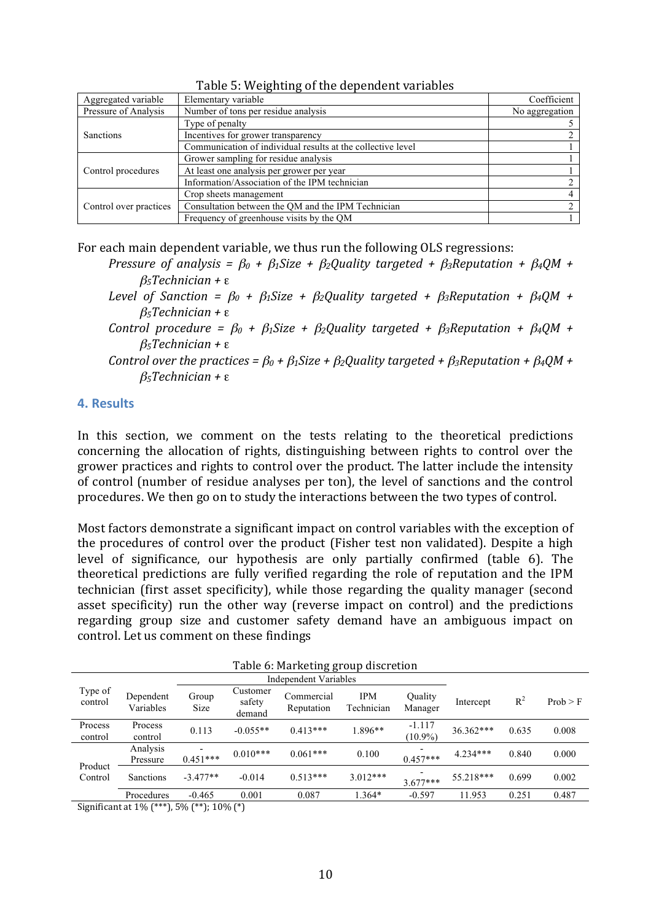Table 5: Weighting of the dependent variables

| Aggregated variable | Elementary variable | Coefficient |
|---|---|---|
| Pressure of Analysis | Number of tons per residue analysis | No aggregation |
| Sanctions | Type of penalty | 5 |
| | Incentives for grower transparency | 2 |
| | Communication of individual results at the collective level | 1 |
| Control procedures | Grower sampling for residue analysis | 1 |
| | At least one analysis per grower per year | 1 |
| | Information/Association of the IPM technician | 2 |
| Control over practices | Crop sheets management | 4 |
| | Consultation between the QM and the IPM Technician | 2 |
| | Frequency of greenhouse visits by the QM | 1 |

For each main dependent variable, we thus run the following OLS regressions:

*Pressure of analysis* = $\beta_0 + \beta_1 Size + \beta_2 Quality\ targeted + \beta_3 Reputation + \beta_4 QM + \beta_5 Technician + \varepsilon$

*Level of Sanction* = $\beta_0 + \beta_1 Size + \beta_2 Quality\ targeted + \beta_3 Reputation + \beta_4 QM + \beta_5 Technician + \varepsilon$

*Control procedure* = $\beta_0 + \beta_1 Size + \beta_2 Quality\ targeted + \beta_3 Reputation + \beta_4 QM + \beta_5 Technician + \varepsilon$

*Control over the practices* = $\beta_0 + \beta_1 Size + \beta_2 Quality\ targeted + \beta_3 Reputation + \beta_4 QM + \beta_5 Technician + \varepsilon$

## 4. Results

In this section, we comment on the tests relating to the theoretical predictions concerning the allocation of rights, distinguishing between rights to control over the grower practices and rights to control over the product. The latter include the intensity of control (number of residue analyses per ton), the level of sanctions and the control procedures. We then go on to study the interactions between the two types of control.

Most factors demonstrate a significant impact on control variables with the exception of the procedures of control over the product (Fisher test non validated). Despite a high level of significance, our hypothesis are only partially confirmed (table 6). The theoretical predictions are fully verified regarding the role of reputation and the IPM technician (first asset specificity), while those regarding the quality manager (second asset specificity) run the other way (reverse impact on control) and the predictions regarding group size and customer safety demand have an ambiguous impact on control. Let us comment on these findings

Table 6: Marketing group discretion

| Type of control | Dependent Variables | Group Size | Customer safety demand | Commercial Reputation | IPM Technician | Quality Manager | Intercept | $R^2$ | Prob > F |
|---|---|---|---|---|---|---|---|---|---|
| | | Independent Variables | | | | | | | |
| Process control | Process control | 0.113 | -0.055** | 0.413*** | 1.896** | -1.117 (10.9%) | 36.362*** | 0.635 | 0.008 |
| Product Control | Analysis Pressure | -0.451*** | 0.010*** | 0.061*** | 0.100 | -0.457*** | 4.234*** | 0.840 | 0.000 |
| | Sanctions | -3.477** | -0.014 | 0.513*** | 3.012*** | -3.677*** | 55.218*** | 0.699 | 0.002 |
| | Procedures | -0.465 | 0.001 | 0.087 | 1.364* | -0.597 | 11.953 | 0.251 | 0.487 |

Significant at 1% (***), 5% (**); 10% (*)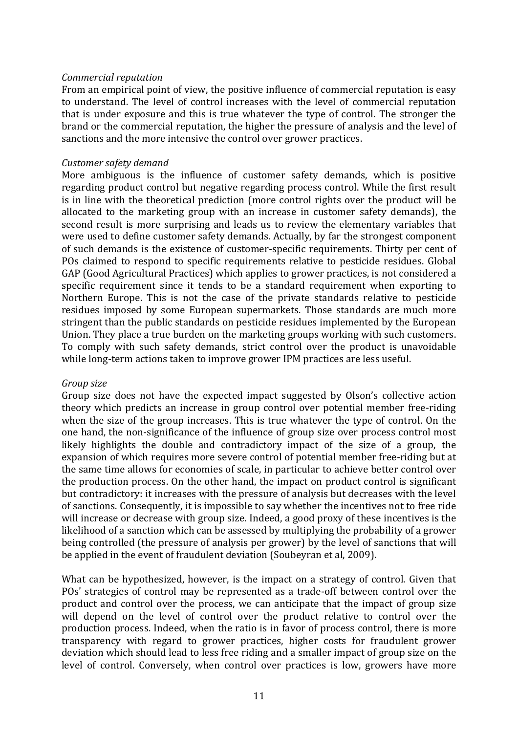*Commercial reputation*

From an empirical point of view, the positive influence of commercial reputation is easy to understand. The level of control increases with the level of commercial reputation that is under exposure and this is true whatever the type of control. The stronger the brand or the commercial reputation, the higher the pressure of analysis and the level of sanctions and the more intensive the control over grower practices.

*Customer safety demand*

More ambiguous is the influence of customer safety demands, which is positive regarding product control but negative regarding process control. While the first result is in line with the theoretical prediction (more control rights over the product will be allocated to the marketing group with an increase in customer safety demands), the second result is more surprising and leads us to review the elementary variables that were used to define customer safety demands. Actually, by far the strongest component of such demands is the existence of customer-specific requirements. Thirty per cent of POs claimed to respond to specific requirements relative to pesticide residues. Global GAP (Good Agricultural Practices) which applies to grower practices, is not considered a specific requirement since it tends to be a standard requirement when exporting to Northern Europe. This is not the case of the private standards relative to pesticide residues imposed by some European supermarkets. Those standards are much more stringent than the public standards on pesticide residues implemented by the European Union. They place a true burden on the marketing groups working with such customers. To comply with such safety demands, strict control over the product is unavoidable while long-term actions taken to improve grower IPM practices are less useful.

*Group size*

Group size does not have the expected impact suggested by Olson's collective action theory which predicts an increase in group control over potential member free-riding when the size of the group increases. This is true whatever the type of control. On the one hand, the non-significance of the influence of group size over process control most likely highlights the double and contradictory impact of the size of a group, the expansion of which requires more severe control of potential member free-riding but at the same time allows for economies of scale, in particular to achieve better control over the production process. On the other hand, the impact on product control is significant but contradictory: it increases with the pressure of analysis but decreases with the level of sanctions. Consequently, it is impossible to say whether the incentives not to free ride will increase or decrease with group size. Indeed, a good proxy of these incentives is the likelihood of a sanction which can be assessed by multiplying the probability of a grower being controlled (the pressure of analysis per grower) by the level of sanctions that will be applied in the event of fraudulent deviation (Soubeyran et al, 2009).

What can be hypothesized, however, is the impact on a strategy of control. Given that POs' strategies of control may be represented as a trade-off between control over the product and control over the process, we can anticipate that the impact of group size will depend on the level of control over the product relative to control over the production process. Indeed, when the ratio is in favor of process control, there is more transparency with regard to grower practices, higher costs for fraudulent grower deviation which should lead to less free riding and a smaller impact of group size on the level of control. Conversely, when control over practices is low, growers have more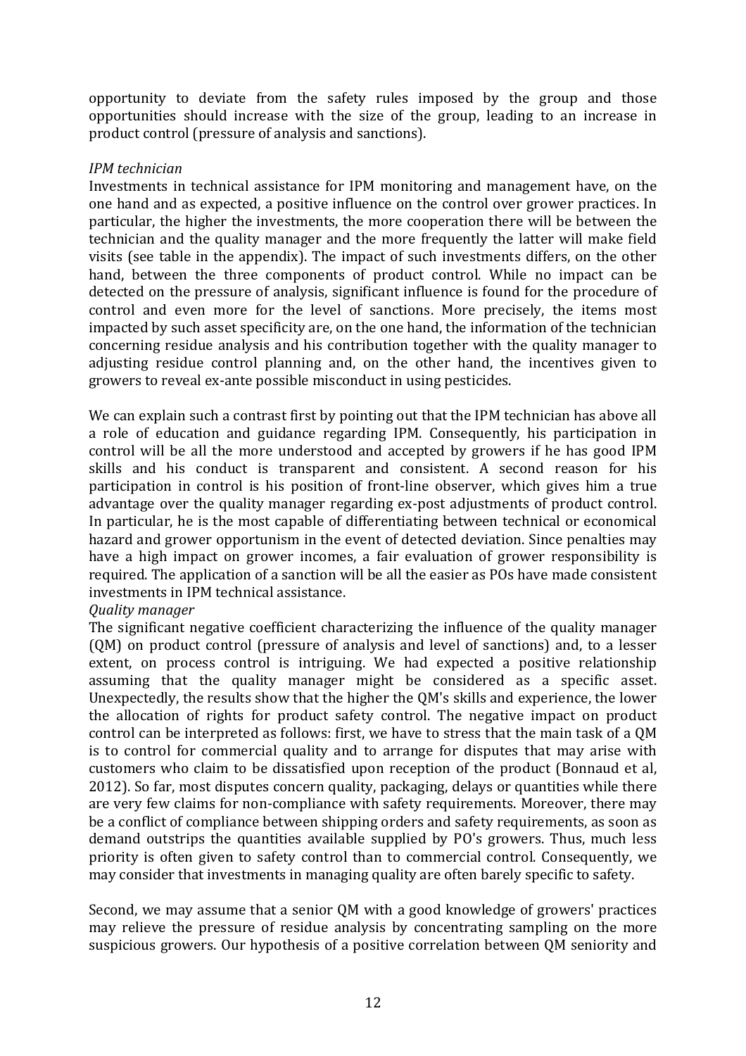opportunity to deviate from the safety rules imposed by the group and those opportunities should increase with the size of the group, leading to an increase in product control (pressure of analysis and sanctions).

*IPM technician*

Investments in technical assistance for IPM monitoring and management have, on the one hand and as expected, a positive influence on the control over grower practices. In particular, the higher the investments, the more cooperation there will be between the technician and the quality manager and the more frequently the latter will make field visits (see table in the appendix). The impact of such investments differs, on the other hand, between the three components of product control. While no impact can be detected on the pressure of analysis, significant influence is found for the procedure of control and even more for the level of sanctions. More precisely, the items most impacted by such asset specificity are, on the one hand, the information of the technician concerning residue analysis and his contribution together with the quality manager to adjusting residue control planning and, on the other hand, the incentives given to growers to reveal ex-ante possible misconduct in using pesticides.

We can explain such a contrast first by pointing out that the IPM technician has above all a role of education and guidance regarding IPM. Consequently, his participation in control will be all the more understood and accepted by growers if he has good IPM skills and his conduct is transparent and consistent. A second reason for his participation in control is his position of front-line observer, which gives him a true advantage over the quality manager regarding ex-post adjustments of product control. In particular, he is the most capable of differentiating between technical or economical hazard and grower opportunism in the event of detected deviation. Since penalties may have a high impact on grower incomes, a fair evaluation of grower responsibility is required. The application of a sanction will be all the easier as POs have made consistent investments in IPM technical assistance.

*Quality manager*

The significant negative coefficient characterizing the influence of the quality manager (QM) on product control (pressure of analysis and level of sanctions) and, to a lesser extent, on process control is intriguing. We had expected a positive relationship assuming that the quality manager might be considered as a specific asset. Unexpectedly, the results show that the higher the QM's skills and experience, the lower the allocation of rights for product safety control. The negative impact on product control can be interpreted as follows: first, we have to stress that the main task of a QM is to control for commercial quality and to arrange for disputes that may arise with customers who claim to be dissatisfied upon reception of the product (Bonnaud et al, 2012). So far, most disputes concern quality, packaging, delays or quantities while there are very few claims for non-compliance with safety requirements. Moreover, there may be a conflict of compliance between shipping orders and safety requirements, as soon as demand outstrips the quantities available supplied by PO's growers. Thus, much less priority is often given to safety control than to commercial control. Consequently, we may consider that investments in managing quality are often barely specific to safety.

Second, we may assume that a senior QM with a good knowledge of growers' practices may relieve the pressure of residue analysis by concentrating sampling on the more suspicious growers. Our hypothesis of a positive correlation between QM seniority and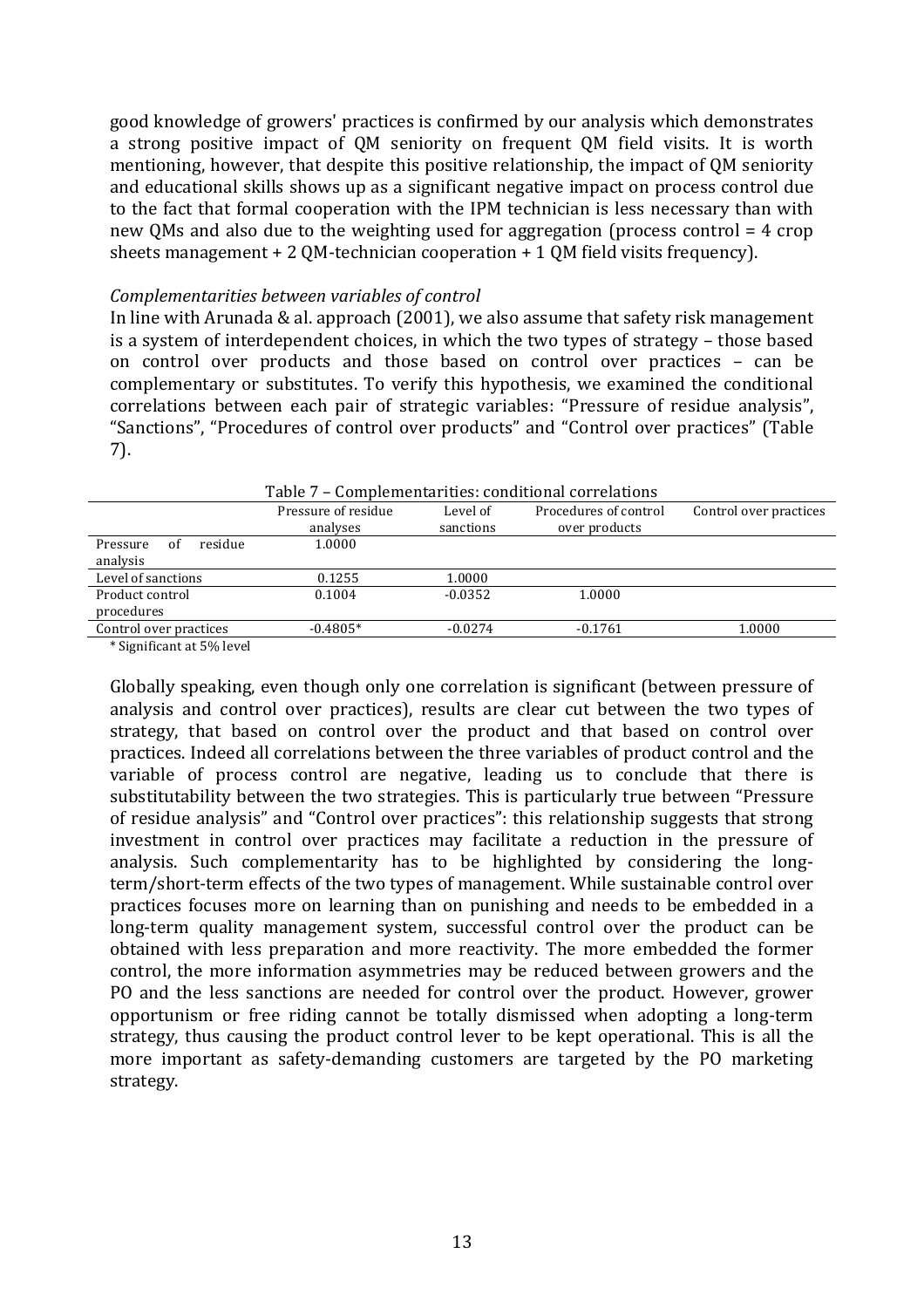good knowledge of growers' practices is confirmed by our analysis which demonstrates a strong positive impact of QM seniority on frequent QM field visits. It is worth mentioning, however, that despite this positive relationship, the impact of QM seniority and educational skills shows up as a significant negative impact on process control due to the fact that formal cooperation with the IPM technician is less necessary than with new QMs and also due to the weighting used for aggregation (process control = 4 crop sheets management + 2 QM-technician cooperation + 1 QM field visits frequency).

*Complementarities between variables of control*

In line with Arunada & al. approach (2001), we also assume that safety risk management is a system of interdependent choices, in which the two types of strategy – those based on control over products and those based on control over practices – can be complementary or substitutes. To verify this hypothesis, we examined the conditional correlations between each pair of strategic variables: "Pressure of residue analysis", "Sanctions", "Procedures of control over products" and "Control over practices" (Table 7).

Table 7 – Complementarities: conditional correlations

| | Pressure of residue analyses | Level of sanctions | Procedures of control over products | Control over practices |
|---|---|---|---|---|
| Pressure of residue analysis | 1.0000 | | | |
| Level of sanctions | 0.1255 | 1.0000 | | |
| Product control procedures | 0.1004 | -0.0352 | 1.0000 | |
| Control over practices | -0.4805* | -0.0274 | -0.1761 | 1.0000 |

\* Significant at 5% level

Globally speaking, even though only one correlation is significant (between pressure of analysis and control over practices), results are clear cut between the two types of strategy, that based on control over the product and that based on control over practices. Indeed all correlations between the three variables of product control and the variable of process control are negative, leading us to conclude that there is substitutability between the two strategies. This is particularly true between "Pressure of residue analysis" and "Control over practices": this relationship suggests that strong investment in control over practices may facilitate a reduction in the pressure of analysis. Such complementarity has to be highlighted by considering the long-term/short-term effects of the two types of management. While sustainable control over practices focuses more on learning than on punishing and needs to be embedded in a long-term quality management system, successful control over the product can be obtained with less preparation and more reactivity. The more embedded the former control, the more information asymmetries may be reduced between growers and the PO and the less sanctions are needed for control over the product. However, grower opportunism or free riding cannot be totally dismissed when adopting a long-term strategy, thus causing the product control lever to be kept operational. This is all the more important as safety-demanding customers are targeted by the PO marketing strategy.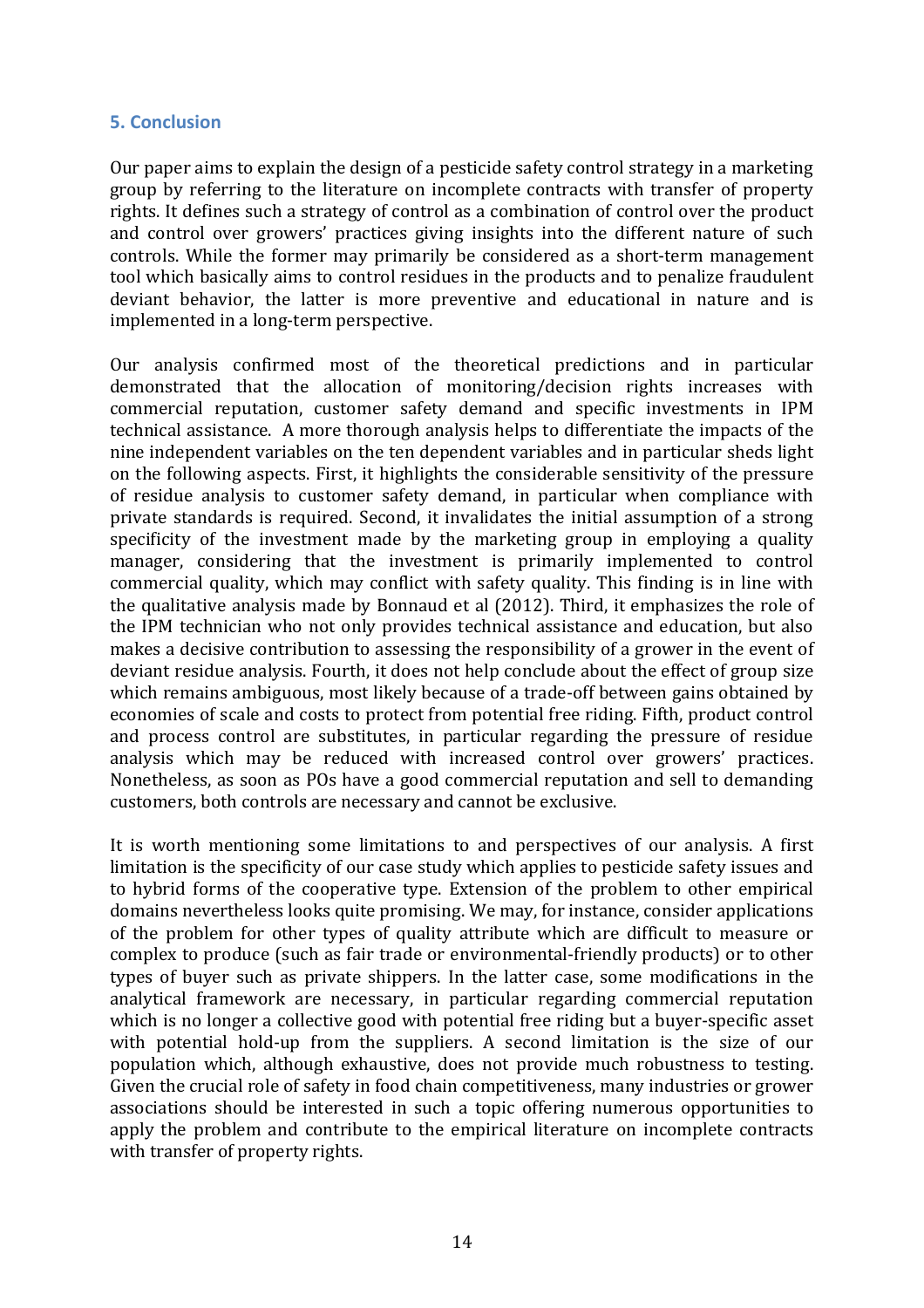## 5. Conclusion

Our paper aims to explain the design of a pesticide safety control strategy in a marketing group by referring to the literature on incomplete contracts with transfer of property rights. It defines such a strategy of control as a combination of control over the product and control over growers' practices giving insights into the different nature of such controls. While the former may primarily be considered as a short-term management tool which basically aims to control residues in the products and to penalize fraudulent deviant behavior, the latter is more preventive and educational in nature and is implemented in a long-term perspective.

Our analysis confirmed most of the theoretical predictions and in particular demonstrated that the allocation of monitoring/decision rights increases with commercial reputation, customer safety demand and specific investments in IPM technical assistance. A more thorough analysis helps to differentiate the impacts of the nine independent variables on the ten dependent variables and in particular sheds light on the following aspects. First, it highlights the considerable sensitivity of the pressure of residue analysis to customer safety demand, in particular when compliance with private standards is required. Second, it invalidates the initial assumption of a strong specificity of the investment made by the marketing group in employing a quality manager, considering that the investment is primarily implemented to control commercial quality, which may conflict with safety quality. This finding is in line with the qualitative analysis made by Bonnaud et al (2012). Third, it emphasizes the role of the IPM technician who not only provides technical assistance and education, but also makes a decisive contribution to assessing the responsibility of a grower in the event of deviant residue analysis. Fourth, it does not help conclude about the effect of group size which remains ambiguous, most likely because of a trade-off between gains obtained by economies of scale and costs to protect from potential free riding. Fifth, product control and process control are substitutes, in particular regarding the pressure of residue analysis which may be reduced with increased control over growers' practices. Nonetheless, as soon as POs have a good commercial reputation and sell to demanding customers, both controls are necessary and cannot be exclusive.

It is worth mentioning some limitations to and perspectives of our analysis. A first limitation is the specificity of our case study which applies to pesticide safety issues and to hybrid forms of the cooperative type. Extension of the problem to other empirical domains nevertheless looks quite promising. We may, for instance, consider applications of the problem for other types of quality attribute which are difficult to measure or complex to produce (such as fair trade or environmental-friendly products) or to other types of buyer such as private shippers. In the latter case, some modifications in the analytical framework are necessary, in particular regarding commercial reputation which is no longer a collective good with potential free riding but a buyer-specific asset with potential hold-up from the suppliers. A second limitation is the size of our population which, although exhaustive, does not provide much robustness to testing. Given the crucial role of safety in food chain competitiveness, many industries or grower associations should be interested in such a topic offering numerous opportunities to apply the problem and contribute to the empirical literature on incomplete contracts with transfer of property rights.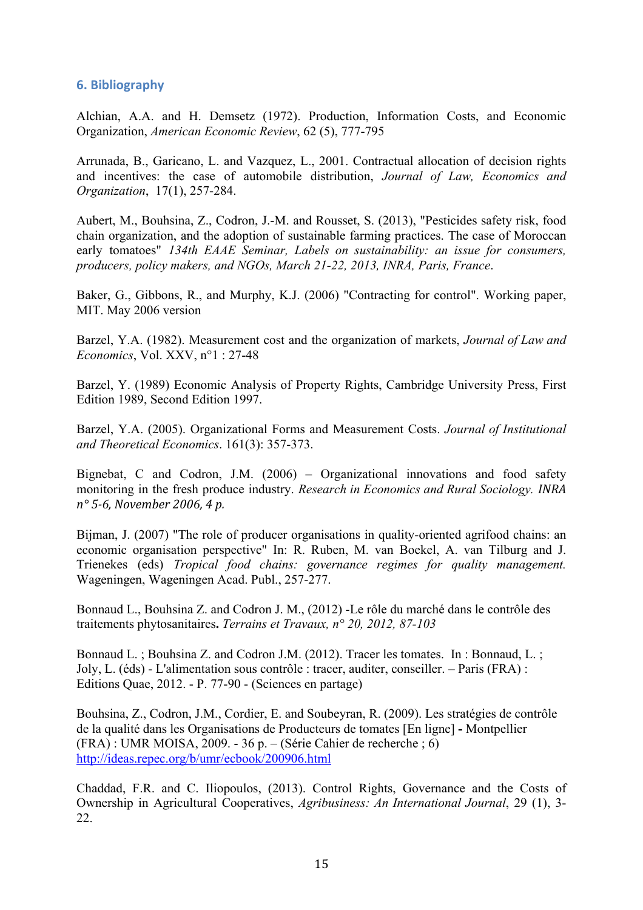## 6. Bibliography

Alchian, A.A. and H. Demsetz (1972). Production, Information Costs, and Economic Organization, *American Economic Review*, 62 (5), 777-795

Arrunada, B., Garicano, L. and Vazquez, L., 2001. Contractual allocation of decision rights and incentives: the case of automobile distribution, *Journal of Law, Economics and Organization*, 17(1), 257-284.

Aubert, M., Bouhsina, Z., Codron, J.-M. and Rousset, S. (2013), "Pesticides safety risk, food chain organization, and the adoption of sustainable farming practices. The case of Moroccan early tomatoes" *134th EAAE Seminar, Labels on sustainability: an issue for consumers, producers, policy makers, and NGOs, March 21-22, 2013, INRA, Paris, France*.

Baker, G., Gibbons, R., and Murphy, K.J. (2006) "Contracting for control". Working paper, MIT. May 2006 version

Barzel, Y.A. (1982). Measurement cost and the organization of markets, *Journal of Law and Economics*, Vol. XXV, n°1 : 27-48

Barzel, Y. (1989) Economic Analysis of Property Rights, Cambridge University Press, First Edition 1989, Second Edition 1997.

Barzel, Y.A. (2005). Organizational Forms and Measurement Costs. *Journal of Institutional and Theoretical Economics*. 161(3): 357-373.

Bignebat, C and Codron, J.M. (2006) – Organizational innovations and food safety monitoring in the fresh produce industry. *Research in Economics and Rural Sociology. INRA n° 5-6, November 2006, 4 p.*

Bijman, J. (2007) "The role of producer organisations in quality-oriented agrifood chains: an economic organisation perspective" In: R. Ruben, M. van Boekel, A. van Tilburg and J. Trienekes (eds) *Tropical food chains: governance regimes for quality management.* Wageningen, Wageningen Acad. Publ., 257-277.

Bonnaud L., Bouhsina Z. and Codron J. M., (2012) -Le rôle du marché dans le contrôle des traitements phytosanitaires**.** *Terrains et Travaux, n° 20, 2012, 87-103*

Bonnaud L. ; Bouhsina Z. and Codron J.M. (2012). Tracer les tomates. In : Bonnaud, L. ; Joly, L. (éds) - L'alimentation sous contrôle : tracer, auditer, conseiller. – Paris (FRA) : Editions Quae, 2012. - P. 77-90 - (Sciences en partage)

Bouhsina, Z., Codron, J.M., Cordier, E. and Soubeyran, R. (2009). Les stratégies de contrôle de la qualité dans les Organisations de Producteurs de tomates [En ligne] **-** Montpellier (FRA) : UMR MOISA, 2009. - 36 p. – (Série Cahier de recherche ; 6) http://ideas.repec.org/b/umr/ecbook/200906.html

Chaddad, F.R. and C. Iliopoulos, (2013). Control Rights, Governance and the Costs of Ownership in Agricultural Cooperatives, *Agribusiness: An International Journal*, 29 (1), 3-22.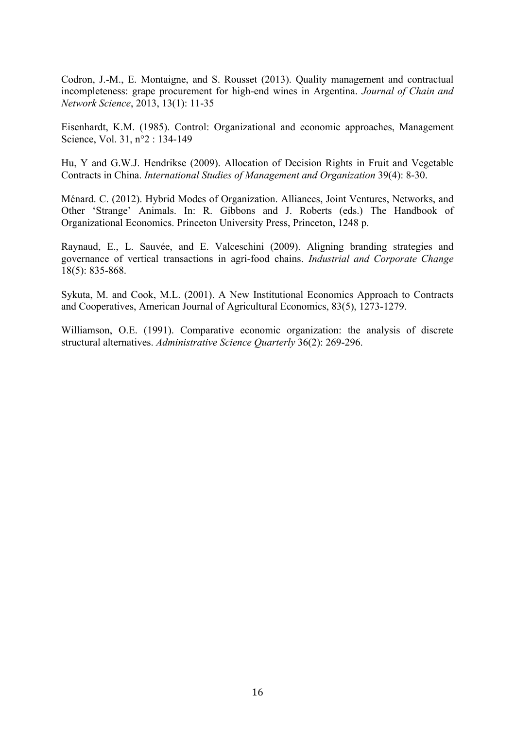Codron, J.-M., E. Montaigne, and S. Rousset (2013). Quality management and contractual incompleteness: grape procurement for high-end wines in Argentina. *Journal of Chain and Network Science*, 2013, 13(1): 11-35

Eisenhardt, K.M. (1985). Control: Organizational and economic approaches, Management Science, Vol. 31, n°2 : 134-149

Hu, Y and G.W.J. Hendrikse (2009). Allocation of Decision Rights in Fruit and Vegetable Contracts in China. *International Studies of Management and Organization* 39(4): 8-30.

Ménard. C. (2012). Hybrid Modes of Organization. Alliances, Joint Ventures, Networks, and Other 'Strange' Animals. In: R. Gibbons and J. Roberts (eds.) The Handbook of Organizational Economics. Princeton University Press, Princeton, 1248 p.

Raynaud, E., L. Sauvée, and E. Valceschini (2009). Aligning branding strategies and governance of vertical transactions in agri-food chains. *Industrial and Corporate Change* 18(5): 835-868.

Sykuta, M. and Cook, M.L. (2001). A New Institutional Economics Approach to Contracts and Cooperatives, American Journal of Agricultural Economics, 83(5), 1273-1279.

Williamson, O.E. (1991). Comparative economic organization: the analysis of discrete structural alternatives. *Administrative Science Quarterly* 36(2): 269-296.